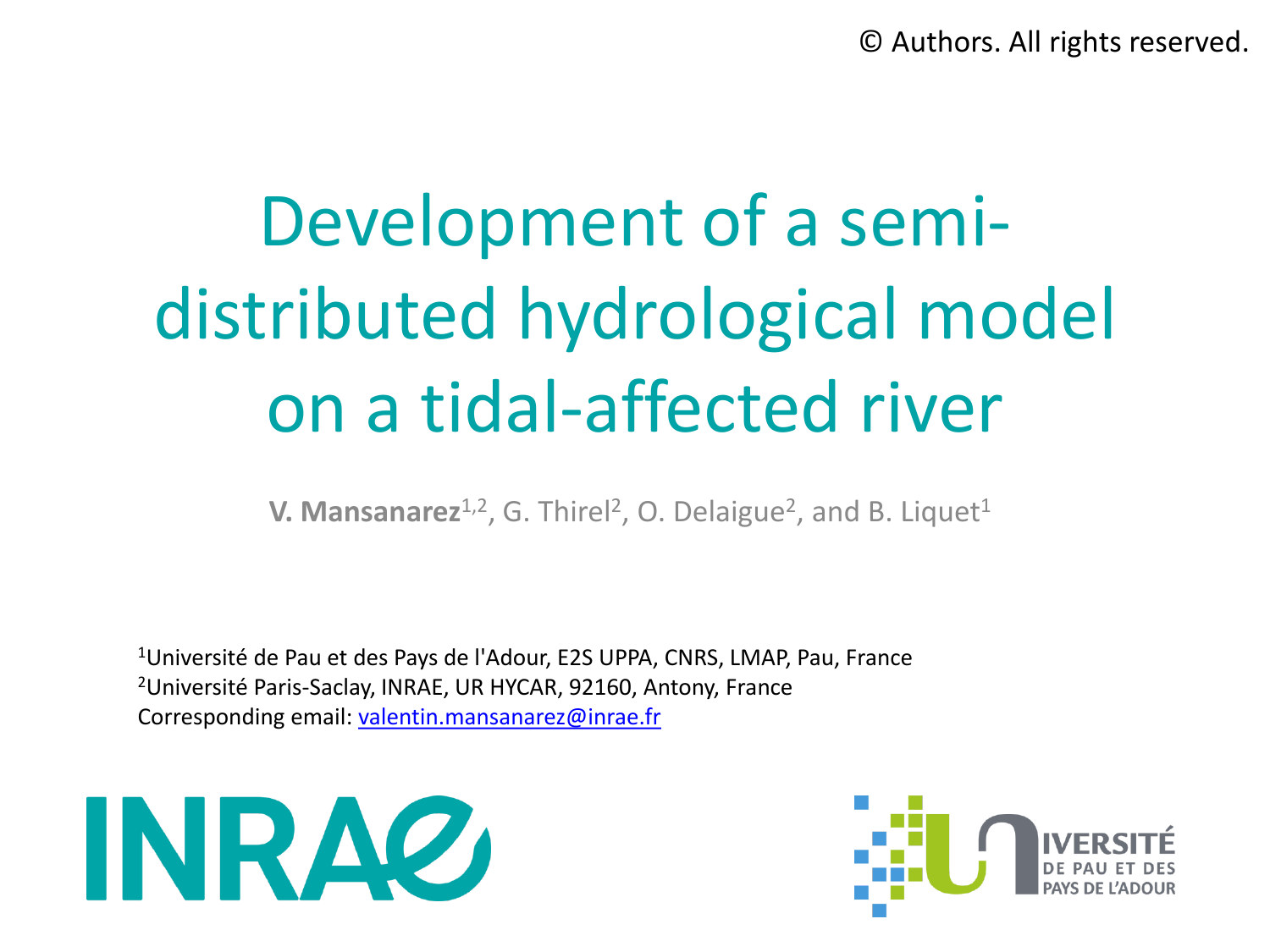© Authors. All rights reserved.

# Development of a semi-distributed hydrological model on a tidal-affected river

**V. Mansanarez**[1,2], G. Thirel[2], O. Delaigue[2], and B. Liquet[1]

[1]Université de Pau et des Pays de l'Adour, E2S UPPA, CNRS, LMAP, Pau, France
[2]Université Paris-Saclay, INRAE, UR HYCAR, 92160, Antony, France
Corresponding email: valentin.mansanarez@inrae.fr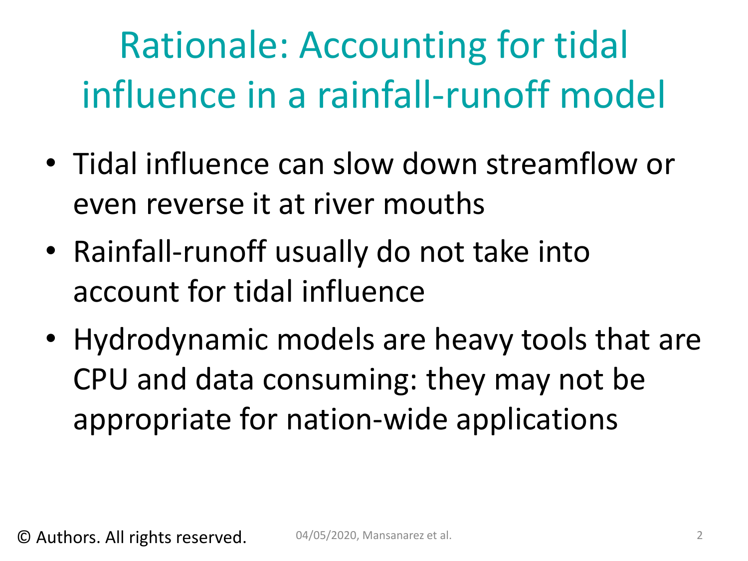# Rationale: Accounting for tidal influence in a rainfall-runoff model

- Tidal influence can slow down streamflow or even reverse it at river mouths
- Rainfall-runoff usually do not take into account for tidal influence
- Hydrodynamic models are heavy tools that are CPU and data consuming: they may not be appropriate for nation-wide applications

© Authors. All rights reserved.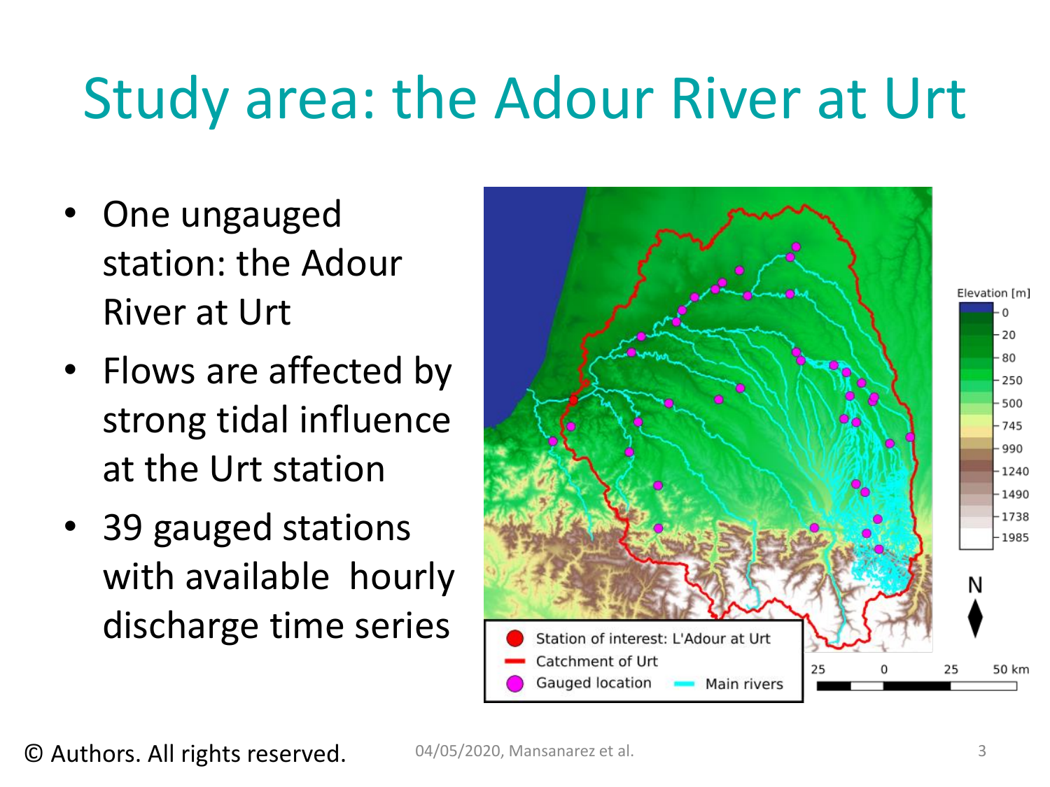# Study area: the Adour River at Urt

- One ungauged station: the Adour River at Urt
- Flows are affected by strong tidal influence at the Urt station
- 39 gauged stations with available hourly discharge time series

© Authors. All rights reserved.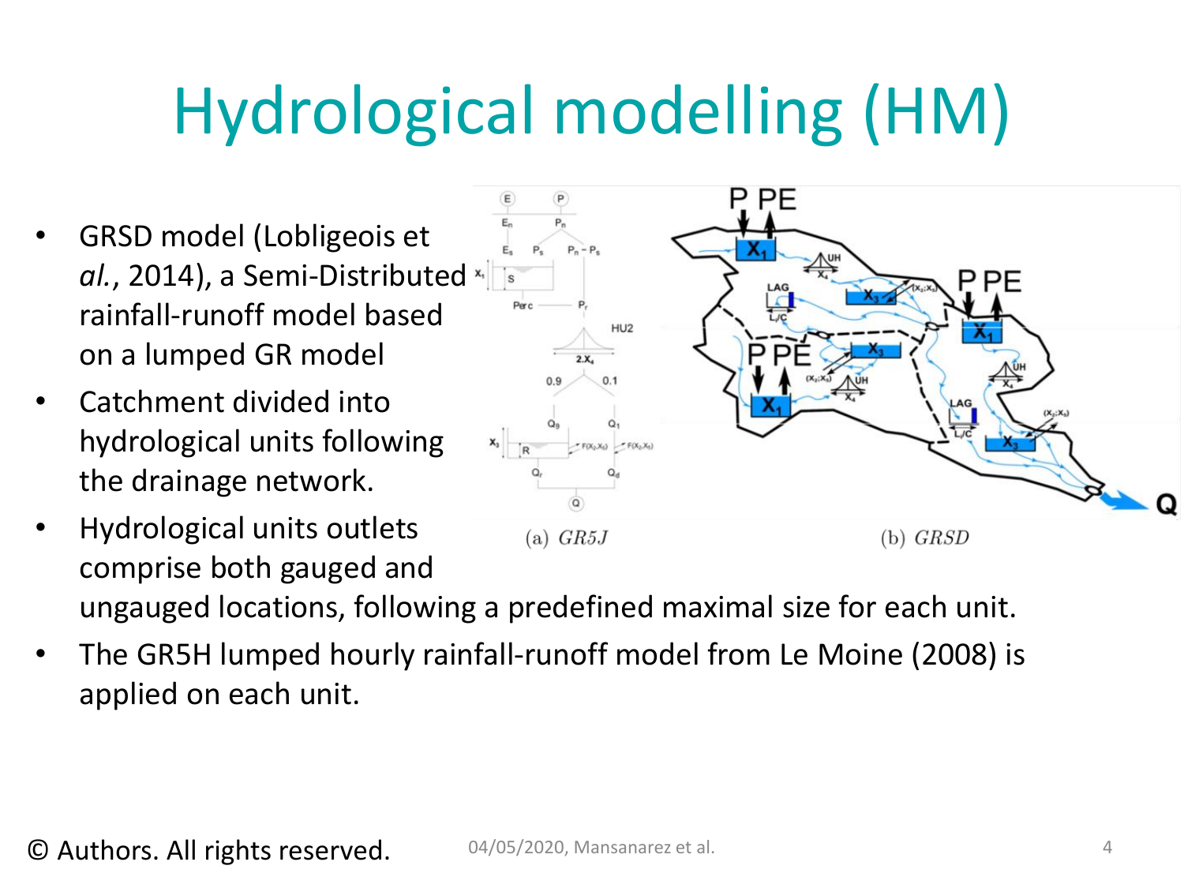# Hydrological modelling (HM)

- GRSD model (Lobligeois et *al.*, 2014), a Semi-Distributed rainfall-runoff model based on a lumped GR model
- Catchment divided into hydrological units following the drainage network.
- Hydrological units outlets comprise both gauged and ungauged locations, following a predefined maximal size for each unit.
- The GR5H lumped hourly rainfall-runoff model from Le Moine (2008) is applied on each unit.

(a) *GR5J*  (b) *GRSD*

© Authors. All rights reserved.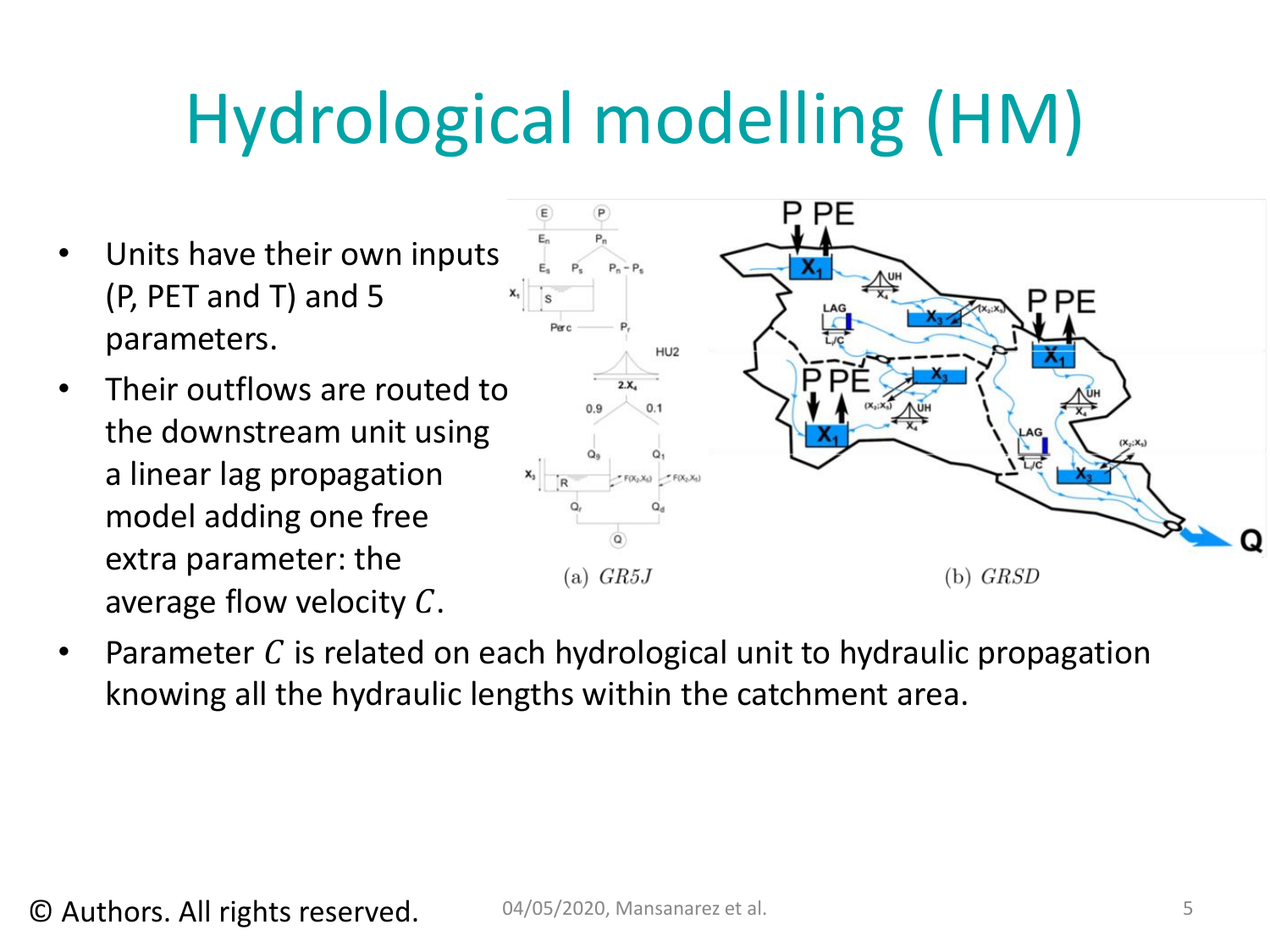# Hydrological modelling (HM)

- Units have their own inputs (P, PET and T) and 5 parameters.
- Their outflows are routed to the downstream unit using a linear lag propagation model adding one free extra parameter: the average flow velocity $C$.

(a) *GR5J* (b) *GRSD*

- Parameter $C$ is related on each hydrological unit to hydraulic propagation knowing all the hydraulic lengths within the catchment area.

© Authors. All rights reserved.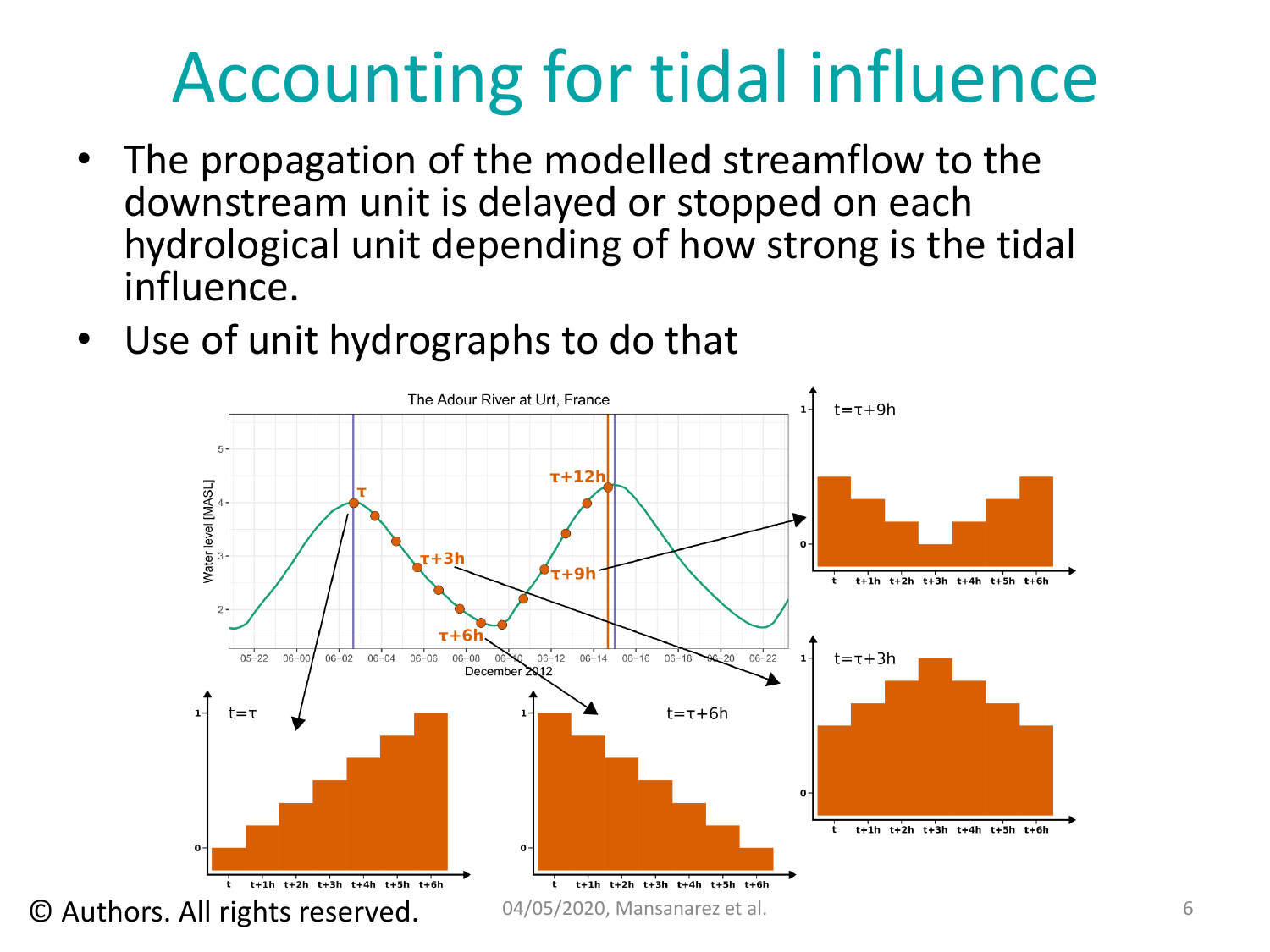# Accounting for tidal influence

- The propagation of the modelled streamflow to the downstream unit is delayed or stopped on each hydrological unit depending of how strong is the tidal influence.
- Use of unit hydrographs to do that

© Authors. All rights reserved.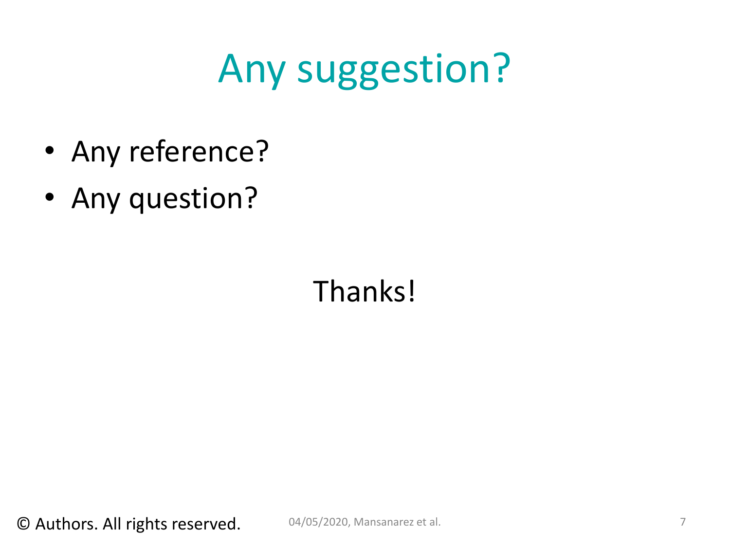# Any suggestion?

- Any reference?
- Any question?

Thanks!

© Authors. All rights reserved.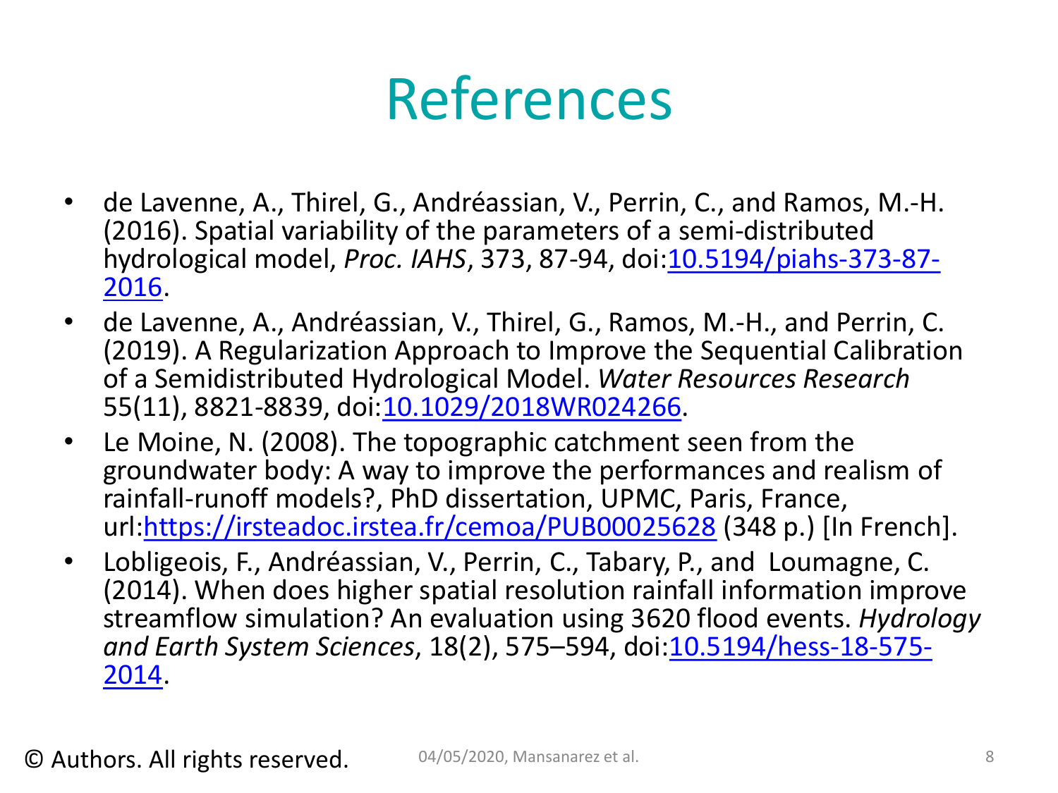# References

- de Lavenne, A., Thirel, G., Andréassian, V., Perrin, C., and Ramos, M.-H. (2016). Spatial variability of the parameters of a semi-distributed hydrological model, *Proc. IAHS*, 373, 87-94, doi:[10.5194/piahs-373-87-2016](https://doi.org/10.5194/piahs-373-87-2016).
- de Lavenne, A., Andréassian, V., Thirel, G., Ramos, M.-H., and Perrin, C. (2019). A Regularization Approach to Improve the Sequential Calibration of a Semidistributed Hydrological Model. *Water Resources Research* 55(11), 8821-8839, doi:[10.1029/2018WR024266](https://doi.org/10.1029/2018WR024266).
- Le Moine, N. (2008). The topographic catchment seen from the groundwater body: A way to improve the performances and realism of rainfall-runoff models?, PhD dissertation, UPMC, Paris, France, url:[https://irsteadoc.irstea.fr/cemoa/PUB00025628](https://irsteadoc.irstea.fr/cemoa/PUB00025628) (348 p.) [In French].
- Lobligeois, F., Andréassian, V., Perrin, C., Tabary, P., and Loumagne, C. (2014). When does higher spatial resolution rainfall information improve streamflow simulation? An evaluation using 3620 flood events. *Hydrology and Earth System Sciences*, 18(2), 575–594, doi:[10.5194/hess-18-575-2014](https://doi.org/10.5194/hess-18-575-2014).

© Authors. All rights reserved.